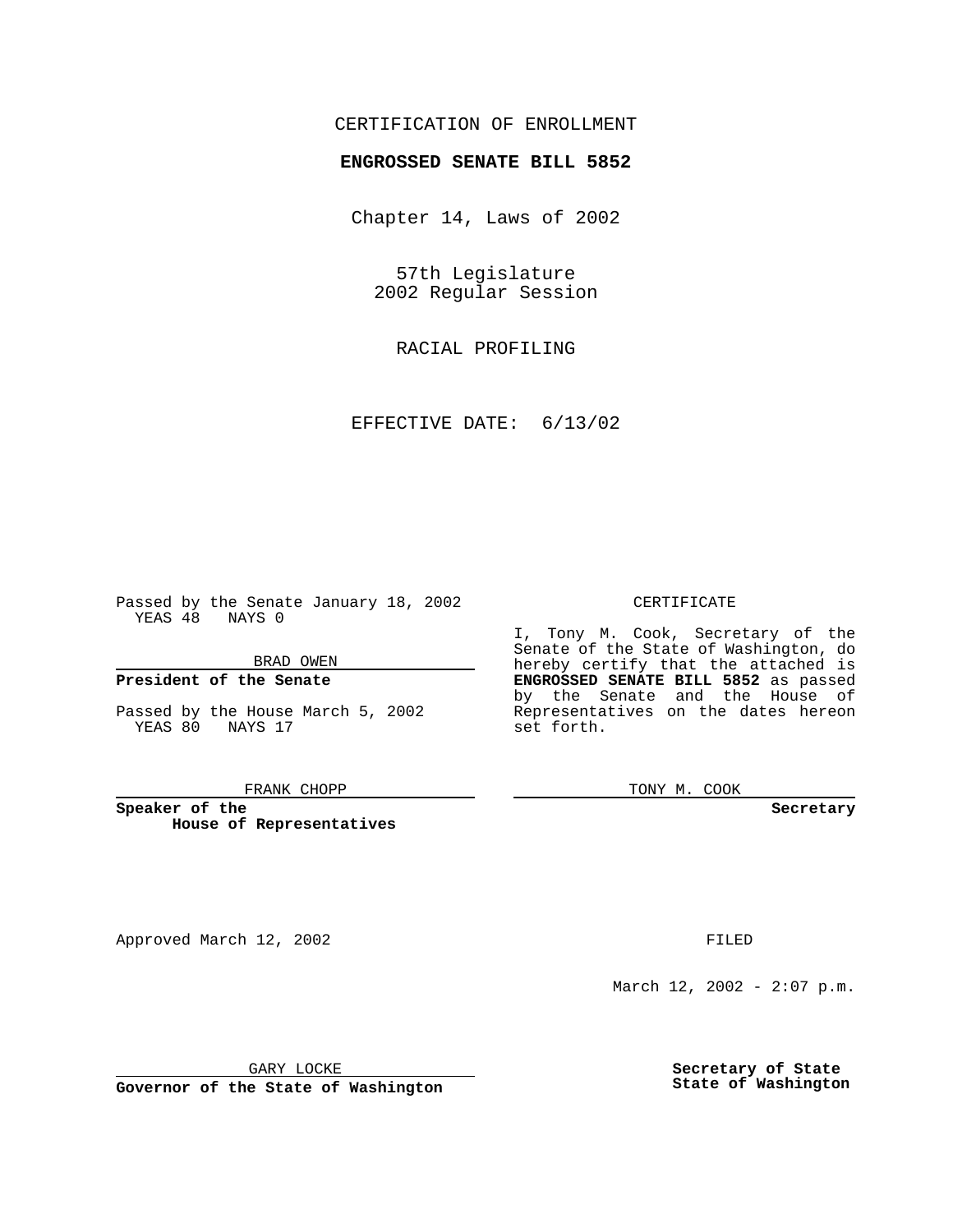CERTIFICATION OF ENROLLMENT

**ENGROSSED SENATE BILL 5852**

Chapter 14, Laws of 2002

57th Legislature
2002 Regular Session

RACIAL PROFILING

EFFECTIVE DATE: 6/13/02

Passed by the Senate January 18, 2002
YEAS 48 NAYS 0

BRAD OWEN

**President of the Senate**

Passed by the House March 5, 2002
YEAS 80 NAYS 17

FRANK CHOPP

**Speaker of the House of Representatives**

CERTIFICATE

I, Tony M. Cook, Secretary of the Senate of the State of Washington, do hereby certify that the attached is **ENGROSSED SENATE BILL 5852** as passed by the Senate and the House of Representatives on the dates hereon set forth.

TONY M. COOK

**Secretary**

Approved March 12, 2002

GARY LOCKE

**Governor of the State of Washington**

FILED

March 12, 2002 - 2:07 p.m.

**Secretary of State**
**State of Washington**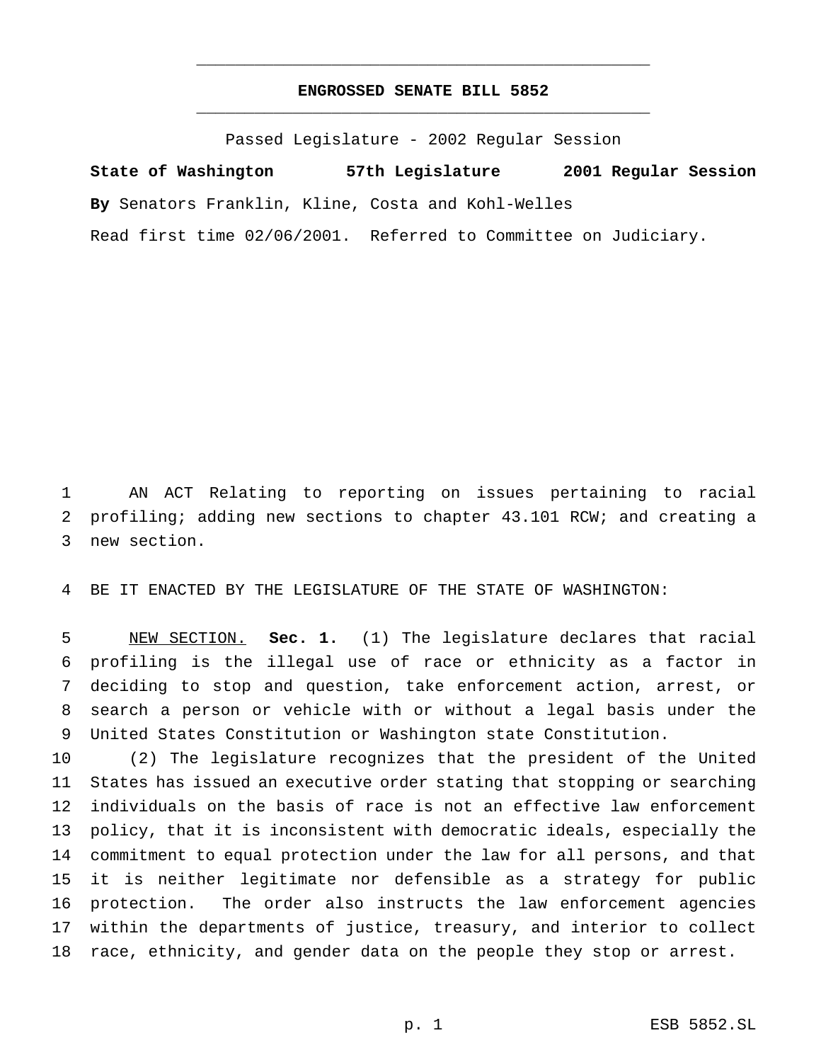# ENGROSSED SENATE BILL 5852

Passed Legislature - 2002 Regular Session

**State of Washington 57th Legislature 2001 Regular Session**

**By** Senators Franklin, Kline, Costa and Kohl-Welles

Read first time 02/06/2001. Referred to Committee on Judiciary.

AN ACT Relating to reporting on issues pertaining to racial profiling; adding new sections to chapter 43.101 RCW; and creating a new section.

BE IT ENACTED BY THE LEGISLATURE OF THE STATE OF WASHINGTON:

NEW SECTION. **Sec. 1.** (1) The legislature declares that racial profiling is the illegal use of race or ethnicity as a factor in deciding to stop and question, take enforcement action, arrest, or search a person or vehicle with or without a legal basis under the United States Constitution or Washington state Constitution.

(2) The legislature recognizes that the president of the United States has issued an executive order stating that stopping or searching individuals on the basis of race is not an effective law enforcement policy, that it is inconsistent with democratic ideals, especially the commitment to equal protection under the law for all persons, and that it is neither legitimate nor defensible as a strategy for public protection. The order also instructs the law enforcement agencies within the departments of justice, treasury, and interior to collect race, ethnicity, and gender data on the people they stop or arrest.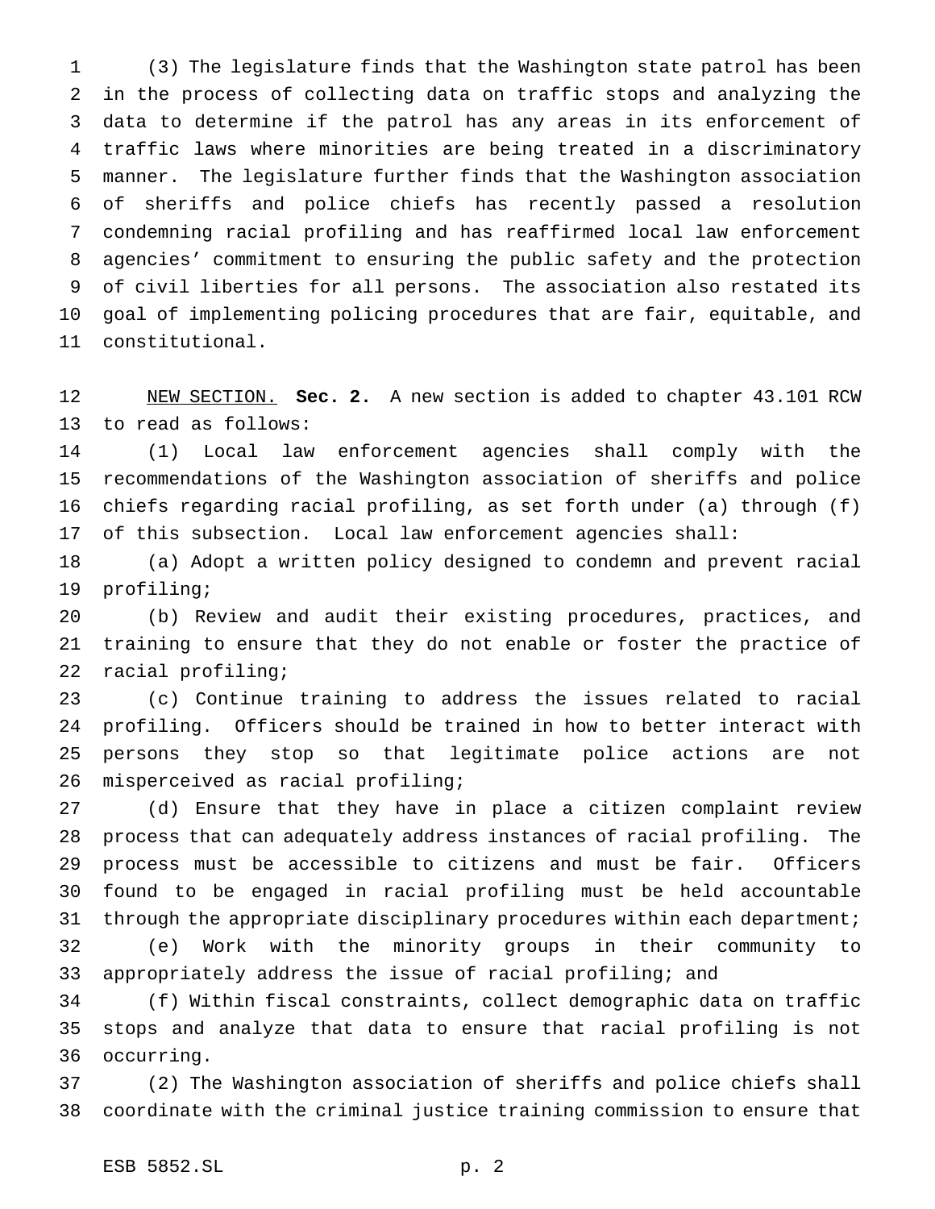(3) The legislature finds that the Washington state patrol has been in the process of collecting data on traffic stops and analyzing the data to determine if the patrol has any areas in its enforcement of traffic laws where minorities are being treated in a discriminatory manner. The legislature further finds that the Washington association of sheriffs and police chiefs has recently passed a resolution condemning racial profiling and has reaffirmed local law enforcement agencies' commitment to ensuring the public safety and the protection of civil liberties for all persons. The association also restated its goal of implementing policing procedures that are fair, equitable, and constitutional.

NEW SECTION. **Sec. 2.** A new section is added to chapter 43.101 RCW to read as follows:

(1) Local law enforcement agencies shall comply with the recommendations of the Washington association of sheriffs and police chiefs regarding racial profiling, as set forth under (a) through (f) of this subsection. Local law enforcement agencies shall:

(a) Adopt a written policy designed to condemn and prevent racial profiling;

(b) Review and audit their existing procedures, practices, and training to ensure that they do not enable or foster the practice of racial profiling;

(c) Continue training to address the issues related to racial profiling. Officers should be trained in how to better interact with persons they stop so that legitimate police actions are not misperceived as racial profiling;

(d) Ensure that they have in place a citizen complaint review process that can adequately address instances of racial profiling. The process must be accessible to citizens and must be fair. Officers found to be engaged in racial profiling must be held accountable through the appropriate disciplinary procedures within each department;

(e) Work with the minority groups in their community to appropriately address the issue of racial profiling; and

(f) Within fiscal constraints, collect demographic data on traffic stops and analyze that data to ensure that racial profiling is not occurring.

(2) The Washington association of sheriffs and police chiefs shall coordinate with the criminal justice training commission to ensure that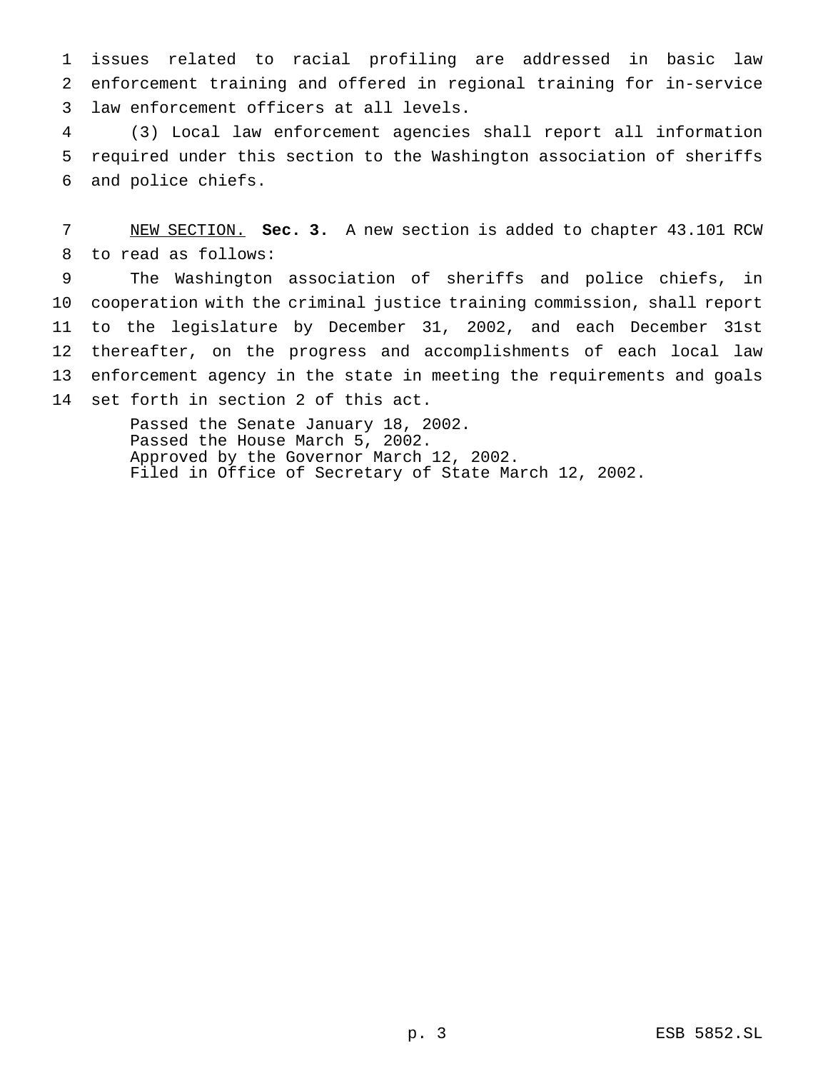issues related to racial profiling are addressed in basic law enforcement training and offered in regional training for in-service law enforcement officers at all levels.

(3) Local law enforcement agencies shall report all information required under this section to the Washington association of sheriffs and police chiefs.

NEW SECTION. **Sec. 3.** A new section is added to chapter 43.101 RCW to read as follows:

The Washington association of sheriffs and police chiefs, in cooperation with the criminal justice training commission, shall report to the legislature by December 31, 2002, and each December 31st thereafter, on the progress and accomplishments of each local law enforcement agency in the state in meeting the requirements and goals set forth in section 2 of this act.

Passed the Senate January 18, 2002.
Passed the House March 5, 2002.
Approved by the Governor March 12, 2002.
Filed in Office of Secretary of State March 12, 2002.